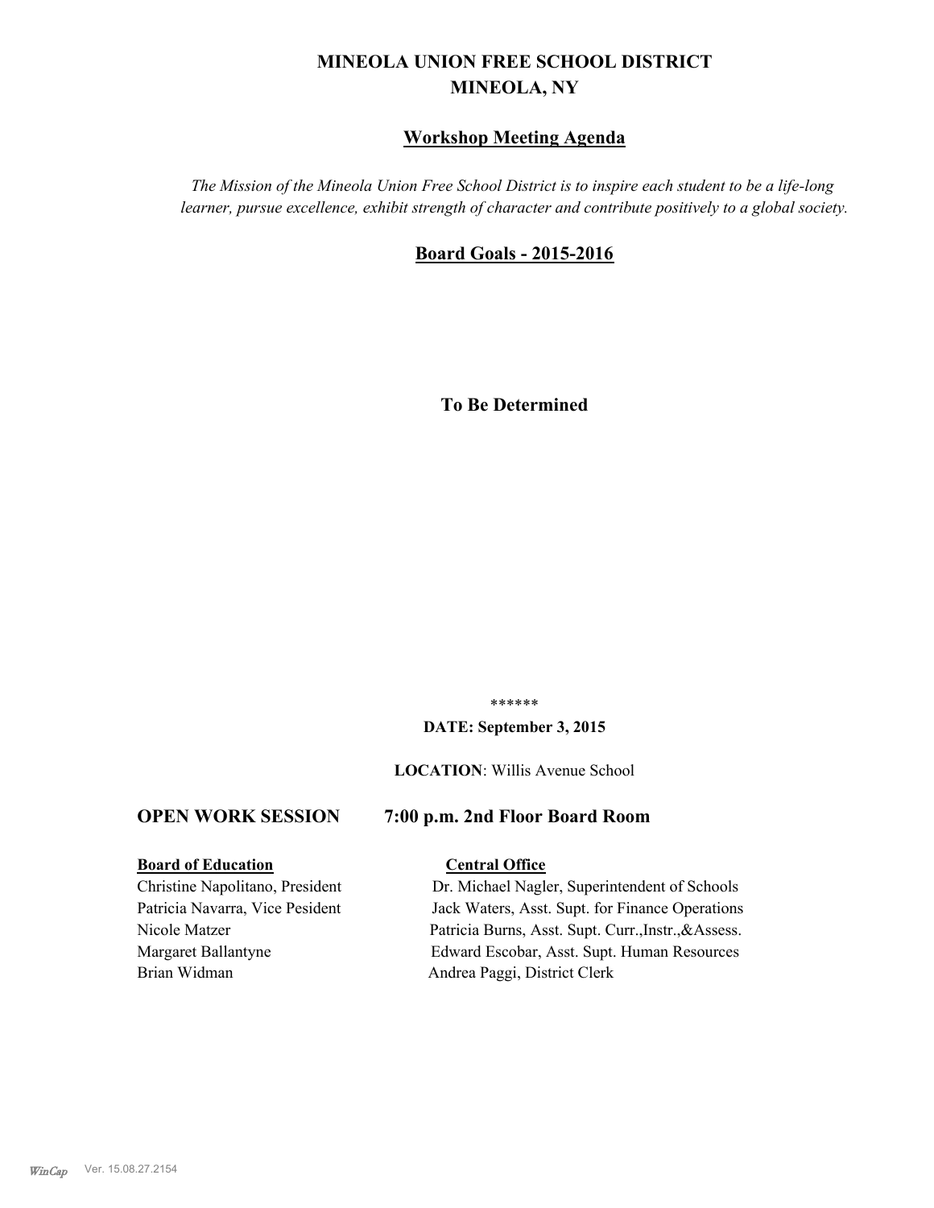# MINEOLA UNION FREE SCHOOL DISTRICT
# MINEOLA, NY

## Workshop Meeting Agenda

*The Mission of the Mineola Union Free School District is to inspire each student to be a life-long learner, pursue excellence, exhibit strength of character and contribute positively to a global society.*

## Board Goals - 2015-2016

**To Be Determined**

\*\*\*\*\*\*

**DATE: September 3, 2015**

**LOCATION**: Willis Avenue School

**OPEN WORK SESSION 7:00 p.m. 2nd Floor Board Room**

| **Board of Education** | **Central Office** |
|---|---|
| Christine Napolitano, President | Dr. Michael Nagler, Superintendent of Schools |
| Patricia Navarra, Vice Pesident | Jack Waters, Asst. Supt. for Finance Operations |
| Nicole Matzer | Patricia Burns, Asst. Supt. Curr.,Instr.,&Assess. |
| Margaret Ballantyne | Edward Escobar, Asst. Supt. Human Resources |
| Brian Widman | Andrea Paggi, District Clerk |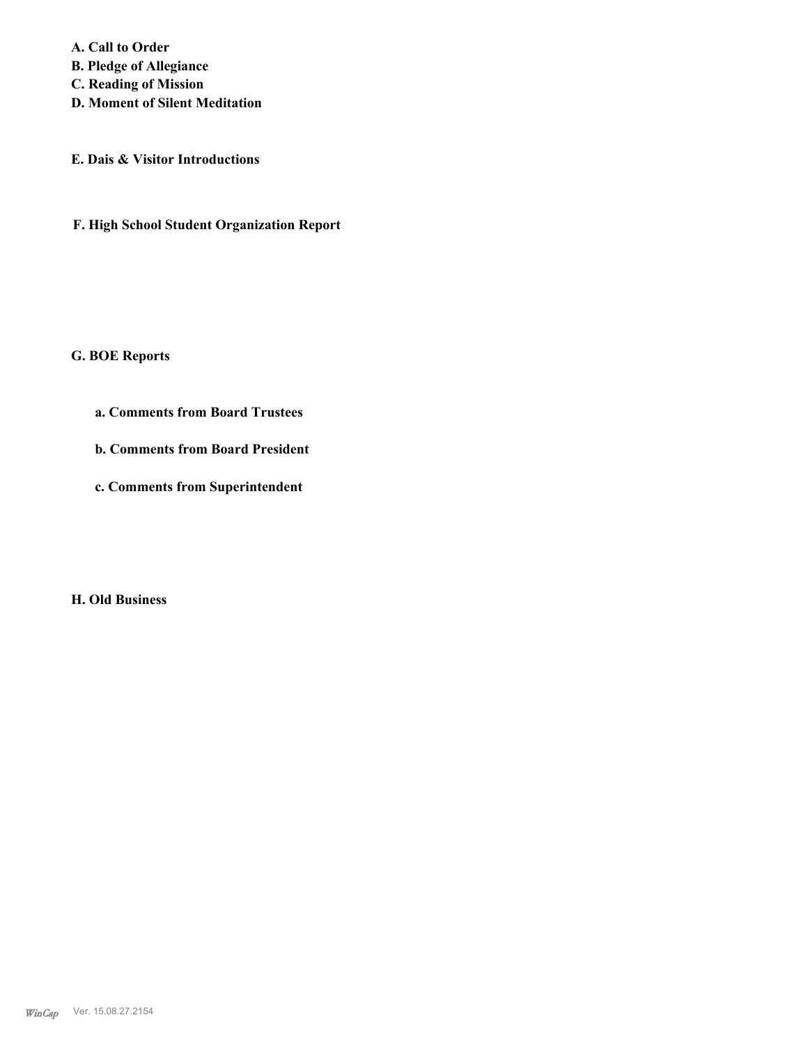**A. Call to Order**
**B. Pledge of Allegiance**
**C. Reading of Mission**
**D. Moment of Silent Meditation**

**E. Dais & Visitor Introductions**

**F. High School Student Organization Report**

**G. BOE Reports**

**a. Comments from Board Trustees**

**b. Comments from Board President**

**c. Comments from Superintendent**

**H. Old Business**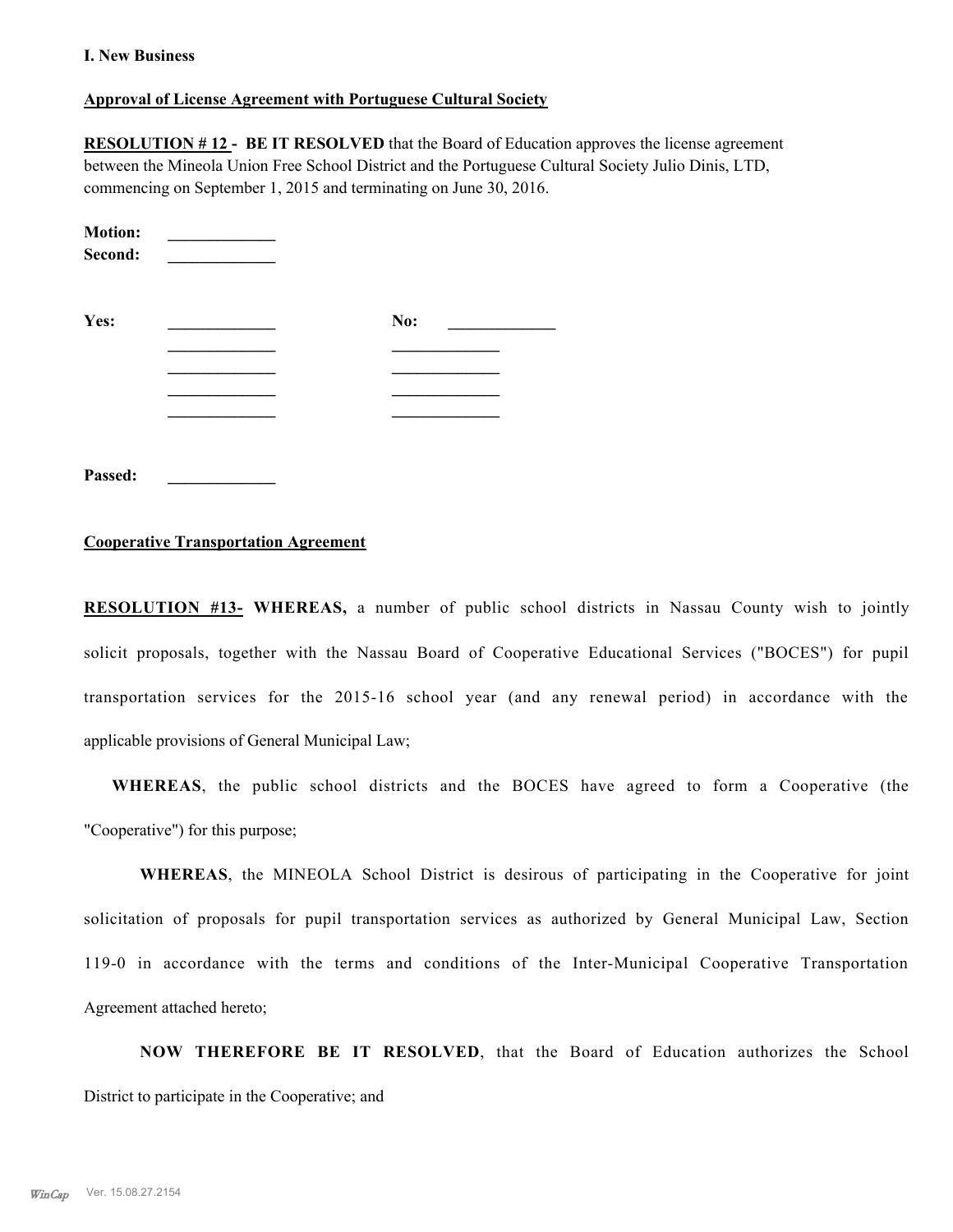**I. New Business**

**Approval of License Agreement with Portuguese Cultural Society**

**RESOLUTION # 12 - BE IT RESOLVED** that the Board of Education approves the license agreement between the Mineola Union Free School District and the Portuguese Cultural Society Julio Dinis, LTD, commencing on September 1, 2015 and terminating on June 30, 2016.

**Motion:** _____________
**Second:** _____________

| **Yes:** | _____________ | **No:** | _____________ |
|---|---|---|---|
| | _____________ | | _____________ |
| | _____________ | | _____________ |
| | _____________ | | _____________ |
| | _____________ | | _____________ |

**Passed:** _____________

**Cooperative Transportation Agreement**

**RESOLUTION #13- WHEREAS,** a number of public school districts in Nassau County wish to jointly solicit proposals, together with the Nassau Board of Cooperative Educational Services ("BOCES") for pupil transportation services for the 2015-16 school year (and any renewal period) in accordance with the applicable provisions of General Municipal Law;

**WHEREAS**, the public school districts and the BOCES have agreed to form a Cooperative (the "Cooperative") for this purpose;

**WHEREAS**, the MINEOLA School District is desirous of participating in the Cooperative for joint solicitation of proposals for pupil transportation services as authorized by General Municipal Law, Section 119-0 in accordance with the terms and conditions of the Inter-Municipal Cooperative Transportation Agreement attached hereto;

**NOW THEREFORE BE IT RESOLVED**, that the Board of Education authorizes the School District to participate in the Cooperative; and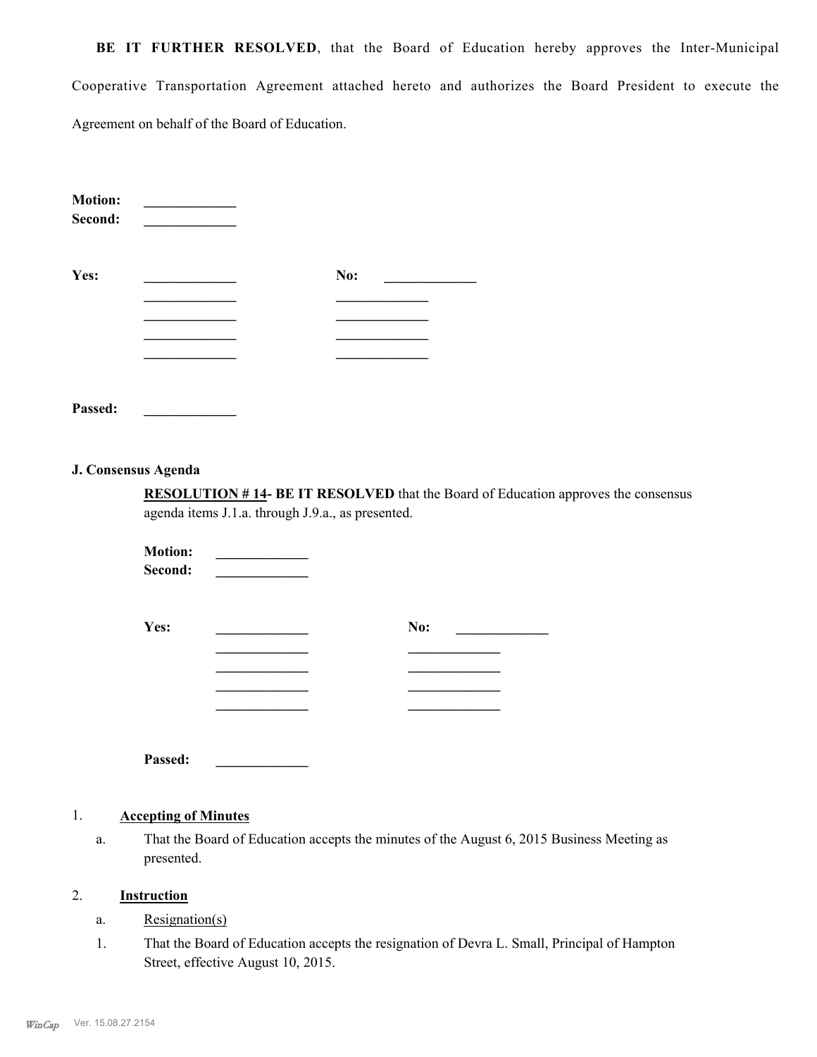**BE IT FURTHER RESOLVED**, that the Board of Education hereby approves the Inter-Municipal Cooperative Transportation Agreement attached hereto and authorizes the Board President to execute the Agreement on behalf of the Board of Education.

**Motion:** _____________
**Second:** _____________

**Yes:** _____________ **No:** _____________
_____________ _____________
_____________ _____________
_____________ _____________
_____________ _____________

**Passed:** _____________

**J. Consensus Agenda**

**RESOLUTION # 14- BE IT RESOLVED** that the Board of Education approves the consensus agenda items J.1.a. through J.9.a., as presented.

**Motion:** _____________
**Second:** _____________

**Yes:** _____________ **No:** _____________
_____________ _____________
_____________ _____________
_____________ _____________
_____________ _____________

**Passed:** _____________

1. **Accepting of Minutes**

   a. That the Board of Education accepts the minutes of the August 6, 2015 Business Meeting as presented.

2. **Instruction**

   a. Resignation(s)

   1. That the Board of Education accepts the resignation of Devra L. Small, Principal of Hampton Street, effective August 10, 2015.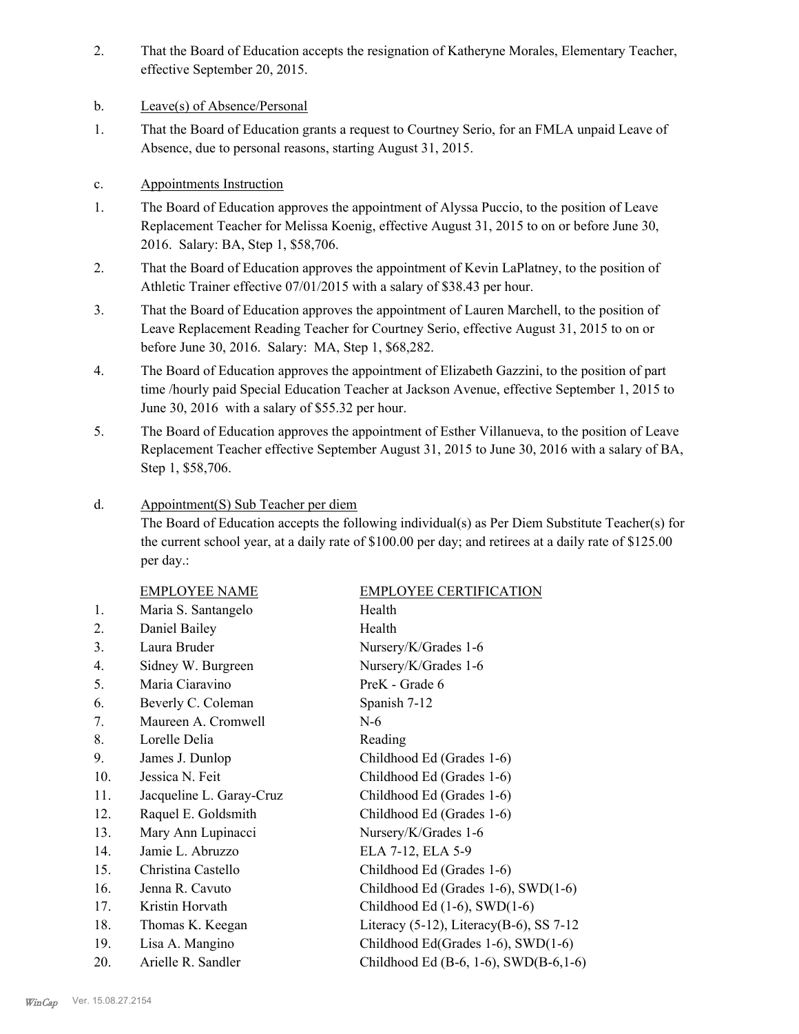2. That the Board of Education accepts the resignation of Katheryne Morales, Elementary Teacher, effective September 20, 2015.

b. Leave(s) of Absence/Personal

1. That the Board of Education grants a request to Courtney Serio, for an FMLA unpaid Leave of Absence, due to personal reasons, starting August 31, 2015.

c. Appointments Instruction

1. The Board of Education approves the appointment of Alyssa Puccio, to the position of Leave Replacement Teacher for Melissa Koenig, effective August 31, 2015 to on or before June 30, 2016. Salary: BA, Step 1, $58,706.
2. That the Board of Education approves the appointment of Kevin LaPlatney, to the position of Athletic Trainer effective 07/01/2015 with a salary of $38.43 per hour.
3. That the Board of Education approves the appointment of Lauren Marchell, to the position of Leave Replacement Reading Teacher for Courtney Serio, effective August 31, 2015 to on or before June 30, 2016. Salary: MA, Step 1, $68,282.
4. The Board of Education approves the appointment of Elizabeth Gazzini, to the position of part time /hourly paid Special Education Teacher at Jackson Avenue, effective September 1, 2015 to June 30, 2016 with a salary of $55.32 per hour.
5. The Board of Education approves the appointment of Esther Villanueva, to the position of Leave Replacement Teacher effective September August 31, 2015 to June 30, 2016 with a salary of BA, Step 1, $58,706.

d. Appointment(S) Sub Teacher per diem

The Board of Education accepts the following individual(s) as Per Diem Substitute Teacher(s) for the current school year, at a daily rate of $100.00 per day; and retirees at a daily rate of $125.00 per day.:

| | EMPLOYEE NAME | EMPLOYEE CERTIFICATION |
|---|---|---|
| 1. | Maria S. Santangelo | Health |
| 2. | Daniel Bailey | Health |
| 3. | Laura Bruder | Nursery/K/Grades 1-6 |
| 4. | Sidney W. Burgreen | Nursery/K/Grades 1-6 |
| 5. | Maria Ciaravino | PreK - Grade 6 |
| 6. | Beverly C. Coleman | Spanish 7-12 |
| 7. | Maureen A. Cromwell | N-6 |
| 8. | Lorelle Delia | Reading |
| 9. | James J. Dunlop | Childhood Ed (Grades 1-6) |
| 10. | Jessica N. Feit | Childhood Ed (Grades 1-6) |
| 11. | Jacqueline L. Garay-Cruz | Childhood Ed (Grades 1-6) |
| 12. | Raquel E. Goldsmith | Childhood Ed (Grades 1-6) |
| 13. | Mary Ann Lupinacci | Nursery/K/Grades 1-6 |
| 14. | Jamie L. Abruzzo | ELA 7-12, ELA 5-9 |
| 15. | Christina Castello | Childhood Ed (Grades 1-6) |
| 16. | Jenna R. Cavuto | Childhood Ed (Grades 1-6), SWD(1-6) |
| 17. | Kristin Horvath | Childhood Ed (1-6), SWD(1-6) |
| 18. | Thomas K. Keegan | Literacy (5-12), Literacy(B-6), SS 7-12 |
| 19. | Lisa A. Mangino | Childhood Ed(Grades 1-6), SWD(1-6) |
| 20. | Arielle R. Sandler | Childhood Ed (B-6, 1-6), SWD(B-6,1-6) |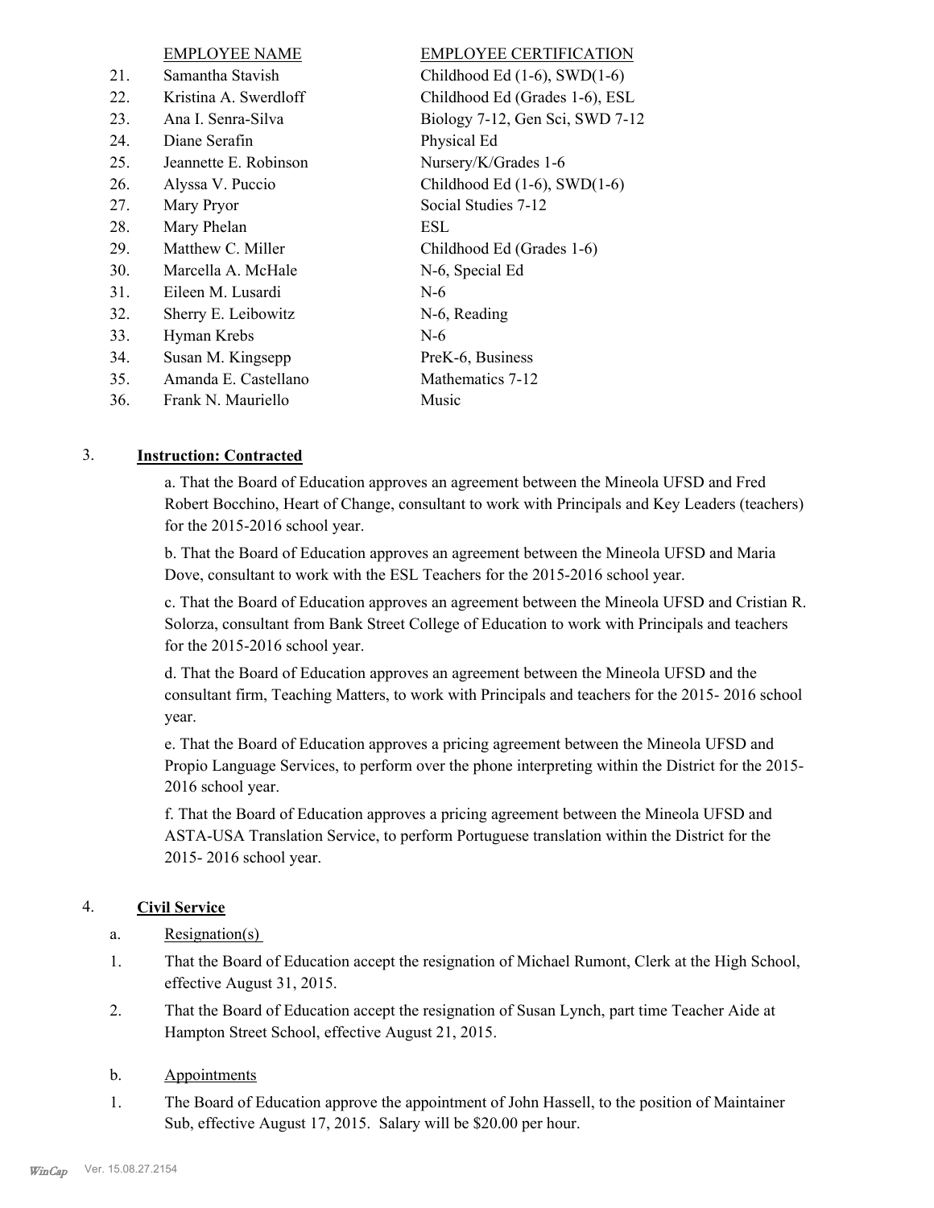| | EMPLOYEE NAME | EMPLOYEE CERTIFICATION |
|---|---|---|
| 21. | Samantha Stavish | Childhood Ed (1-6), SWD(1-6) |
| 22. | Kristina A. Swerdloff | Childhood Ed (Grades 1-6), ESL |
| 23. | Ana I. Senra-Silva | Biology 7-12, Gen Sci, SWD 7-12 |
| 24. | Diane Serafin | Physical Ed |
| 25. | Jeannette E. Robinson | Nursery/K/Grades 1-6 |
| 26. | Alyssa V. Puccio | Childhood Ed (1-6), SWD(1-6) |
| 27. | Mary Pryor | Social Studies 7-12 |
| 28. | Mary Phelan | ESL |
| 29. | Matthew C. Miller | Childhood Ed (Grades 1-6) |
| 30. | Marcella A. McHale | N-6, Special Ed |
| 31. | Eileen M. Lusardi | N-6 |
| 32. | Sherry E. Leibowitz | N-6, Reading |
| 33. | Hyman Krebs | N-6 |
| 34. | Susan M. Kingsepp | PreK-6, Business |
| 35. | Amanda E. Castellano | Mathematics 7-12 |
| 36. | Frank N. Mauriello | Music |

3. **Instruction: Contracted**

a. That the Board of Education approves an agreement between the Mineola UFSD and Fred Robert Bocchino, Heart of Change, consultant to work with Principals and Key Leaders (teachers) for the 2015-2016 school year.

b. That the Board of Education approves an agreement between the Mineola UFSD and Maria Dove, consultant to work with the ESL Teachers for the 2015-2016 school year.

c. That the Board of Education approves an agreement between the Mineola UFSD and Cristian R. Solorza, consultant from Bank Street College of Education to work with Principals and teachers for the 2015-2016 school year.

d. That the Board of Education approves an agreement between the Mineola UFSD and the consultant firm, Teaching Matters, to work with Principals and teachers for the 2015- 2016 school year.

e. That the Board of Education approves a pricing agreement between the Mineola UFSD and Propio Language Services, to perform over the phone interpreting within the District for the 2015-2016 school year.

f. That the Board of Education approves a pricing agreement between the Mineola UFSD and ASTA-USA Translation Service, to perform Portuguese translation within the District for the 2015- 2016 school year.

4. **Civil Service**

a. Resignation(s)

1. That the Board of Education accept the resignation of Michael Rumont, Clerk at the High School, effective August 31, 2015.

2. That the Board of Education accept the resignation of Susan Lynch, part time Teacher Aide at Hampton Street School, effective August 21, 2015.

b. Appointments

1. The Board of Education approve the appointment of John Hassell, to the position of Maintainer Sub, effective August 17, 2015. Salary will be $20.00 per hour.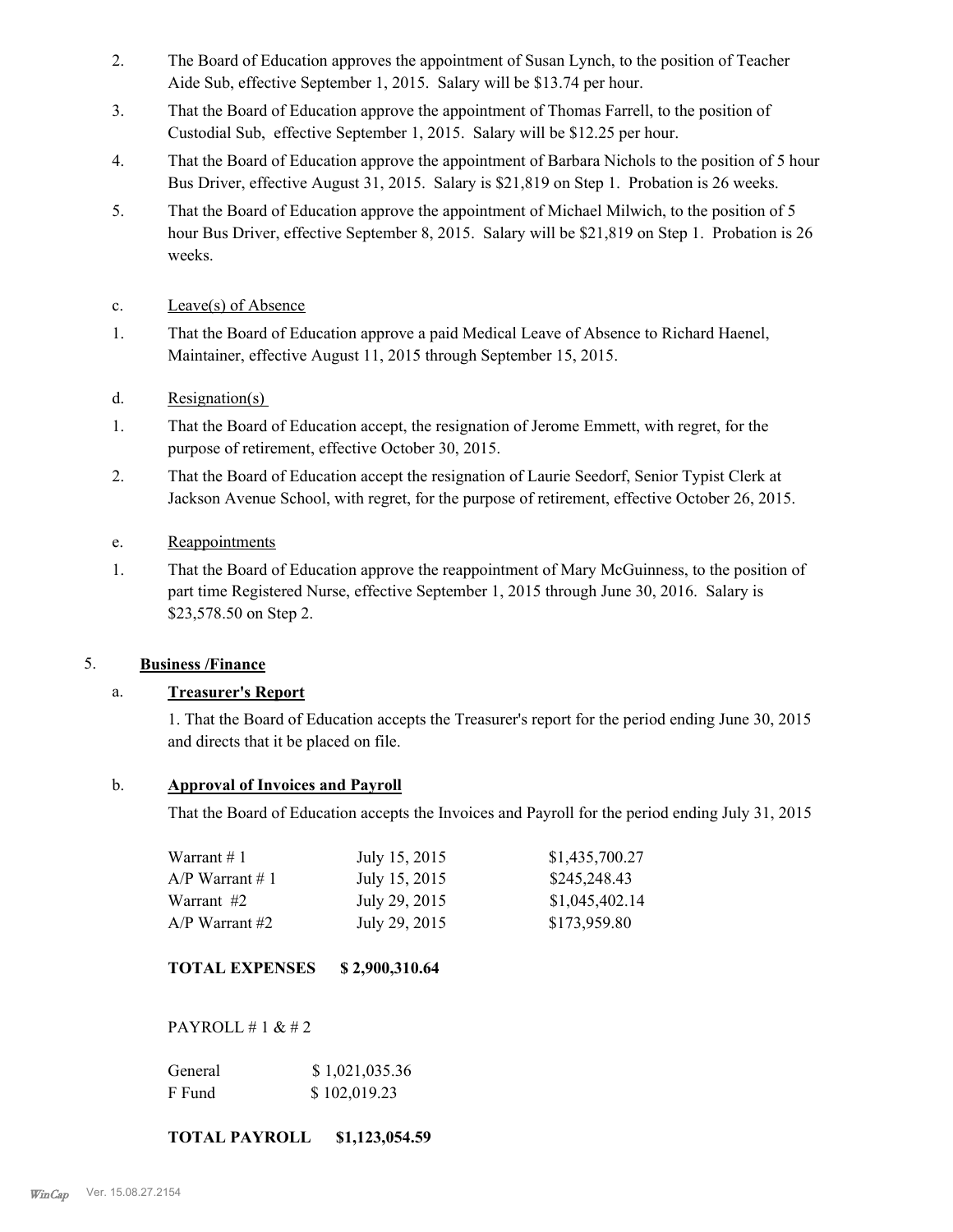2. The Board of Education approves the appointment of Susan Lynch, to the position of Teacher Aide Sub, effective September 1, 2015. Salary will be $13.74 per hour.

3. That the Board of Education approve the appointment of Thomas Farrell, to the position of Custodial Sub, effective September 1, 2015. Salary will be $12.25 per hour.

4. That the Board of Education approve the appointment of Barbara Nichols to the position of 5 hour Bus Driver, effective August 31, 2015. Salary is $21,819 on Step 1. Probation is 26 weeks.

5. That the Board of Education approve the appointment of Michael Milwich, to the position of 5 hour Bus Driver, effective September 8, 2015. Salary will be $21,819 on Step 1. Probation is 26 weeks.

c. Leave(s) of Absence

1. That the Board of Education approve a paid Medical Leave of Absence to Richard Haenel, Maintainer, effective August 11, 2015 through September 15, 2015.

d. Resignation(s)

1. That the Board of Education accept, the resignation of Jerome Emmett, with regret, for the purpose of retirement, effective October 30, 2015.

2. That the Board of Education accept the resignation of Laurie Seedorf, Senior Typist Clerk at Jackson Avenue School, with regret, for the purpose of retirement, effective October 26, 2015.

e. Reappointments

1. That the Board of Education approve the reappointment of Mary McGuinness, to the position of part time Registered Nurse, effective September 1, 2015 through June 30, 2016. Salary is $23,578.50 on Step 2.

5. **Business /Finance**

a. **Treasurer's Report**

1. That the Board of Education accepts the Treasurer's report for the period ending June 30, 2015 and directs that it be placed on file.

b. **Approval of Invoices and Payroll**

That the Board of Education accepts the Invoices and Payroll for the period ending July 31, 2015

| | | |
|---|---|---|
| Warrant # 1 | July 15, 2015 | $1,435,700.27 |
| A/P Warrant # 1 | July 15, 2015 | $245,248.43 |
| Warrant #2 | July 29, 2015 | $1,045,402.14 |
| A/P Warrant #2 | July 29, 2015 | $173,959.80 |

**TOTAL EXPENSES $ 2,900,310.64**

PAYROLL # 1 & # 2

| | |
|---|---|
| General | $ 1,021,035.36 |
| F Fund | $ 102,019.23 |

**TOTAL PAYROLL $1,123,054.59**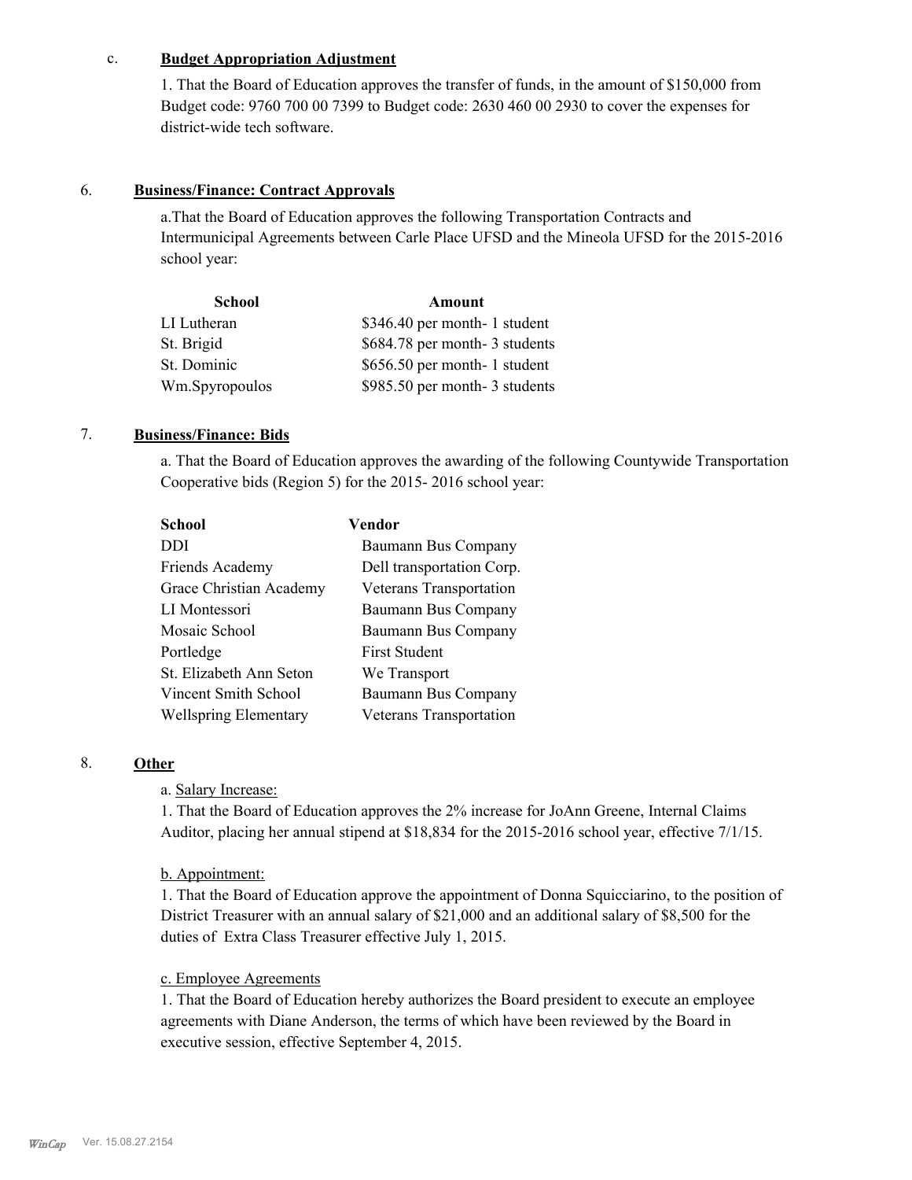c. **Budget Appropriation Adjustment**

1. That the Board of Education approves the transfer of funds, in the amount of $150,000 from Budget code: 9760 700 00 7399 to Budget code: 2630 460 00 2930 to cover the expenses for district-wide tech software.

6. **Business/Finance: Contract Approvals**

a.That the Board of Education approves the following Transportation Contracts and Intermunicipal Agreements between Carle Place UFSD and the Mineola UFSD for the 2015-2016 school year:

| School | Amount |
|---|---|
| LI Lutheran | $346.40 per month- 1 student |
| St. Brigid | $684.78 per month- 3 students |
| St. Dominic | $656.50 per month- 1 student |
| Wm.Spyropoulos | $985.50 per month- 3 students |

7. **Business/Finance: Bids**

a. That the Board of Education approves the awarding of the following Countywide Transportation Cooperative bids (Region 5) for the 2015- 2016 school year:

| School | Vendor |
|---|---|
| DDI | Baumann Bus Company |
| Friends Academy | Dell transportation Corp. |
| Grace Christian Academy | Veterans Transportation |
| LI Montessori | Baumann Bus Company |
| Mosaic School | Baumann Bus Company |
| Portledge | First Student |
| St. Elizabeth Ann Seton | We Transport |
| Vincent Smith School | Baumann Bus Company |
| Wellspring Elementary | Veterans Transportation |

8. **Other**

a. Salary Increase:

1. That the Board of Education approves the 2% increase for JoAnn Greene, Internal Claims Auditor, placing her annual stipend at $18,834 for the 2015-2016 school year, effective 7/1/15.

b. Appointment:

1. That the Board of Education approve the appointment of Donna Squicciarino, to the position of District Treasurer with an annual salary of $21,000 and an additional salary of $8,500 for the duties of Extra Class Treasurer effective July 1, 2015.

c. Employee Agreements

1. That the Board of Education hereby authorizes the Board president to execute an employee agreements with Diane Anderson, the terms of which have been reviewed by the Board in executive session, effective September 4, 2015.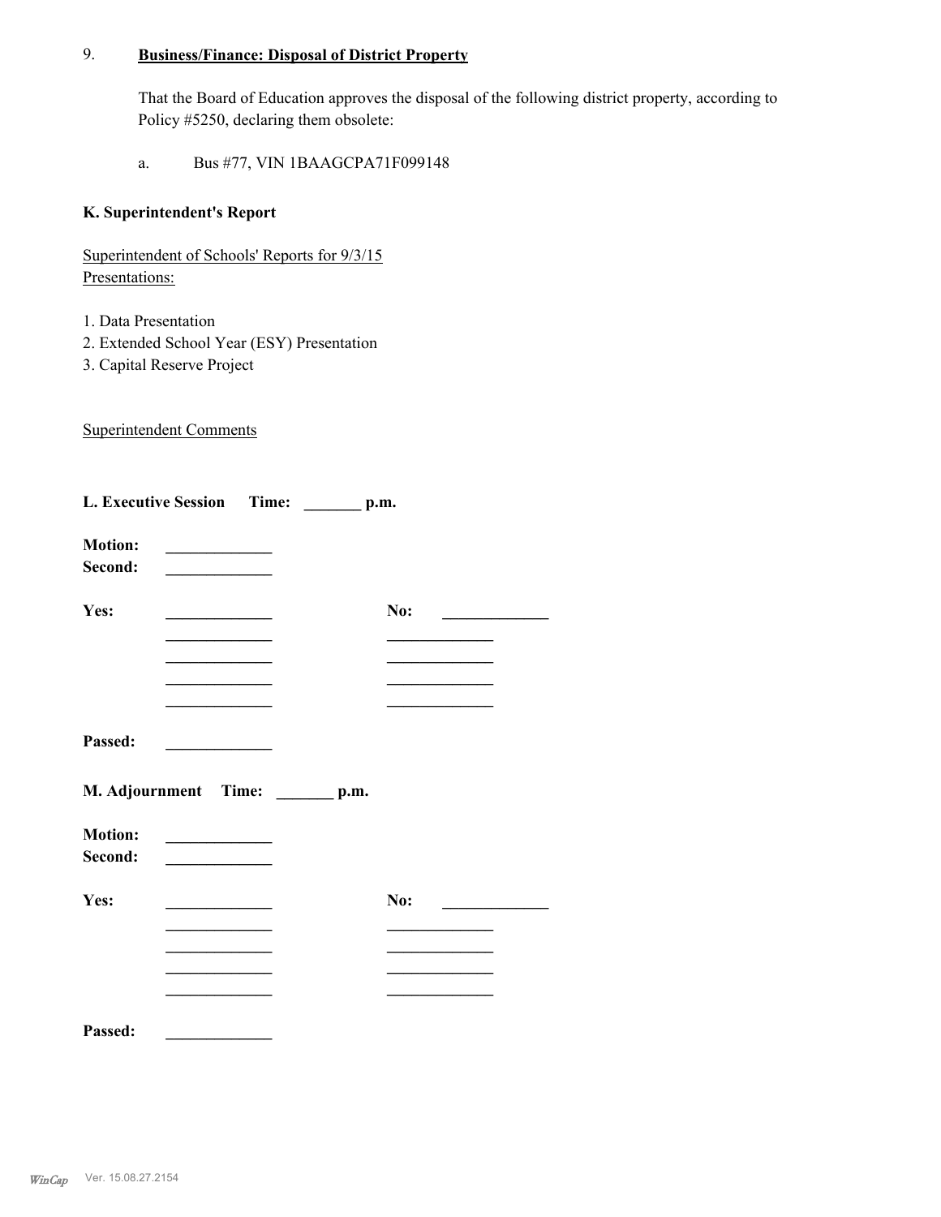9. **Business/Finance: Disposal of District Property**

That the Board of Education approves the disposal of the following district property, according to Policy #5250, declaring them obsolete:

a. Bus #77, VIN 1BAAGCPA71F099148

**K. Superintendent's Report**

Superintendent of Schools' Reports for 9/3/15
Presentations:

1. Data Presentation
2. Extended School Year (ESY) Presentation
3. Capital Reserve Project

Superintendent Comments

**L. Executive Session Time: _______ p.m.**

**Motion:** _____________
**Second:** _____________

| | | | |
|---|---|---|---|
| **Yes:** | _____________ | **No:** | _____________ |
| | _____________ | | _____________ |
| | _____________ | | _____________ |
| | _____________ | | _____________ |
| | _____________ | | _____________ |

**Passed:** _____________

**M. Adjournment Time: _______ p.m.**

**Motion:** _____________
**Second:** _____________

| | | | |
|---|---|---|---|
| **Yes:** | _____________ | **No:** | _____________ |
| | _____________ | | _____________ |
| | _____________ | | _____________ |
| | _____________ | | _____________ |
| | _____________ | | _____________ |

**Passed:** _____________